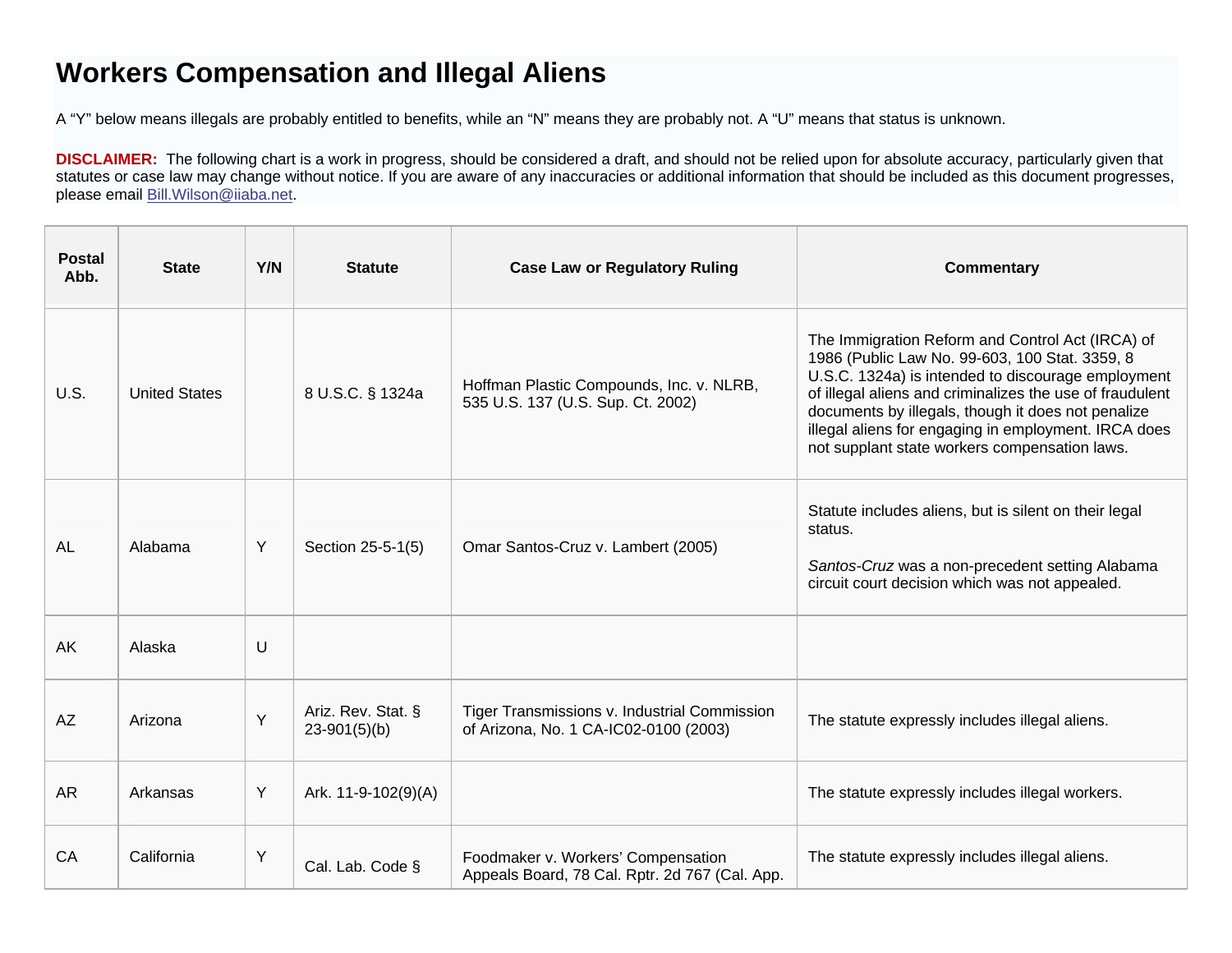# Workers Compensation and Illegal Aliens

A "Y" below means illegals are probably entitled to benefits, while an "N" means they are probably not. A "U" means that status is unknown.

**DISCLAIMER:** The following chart is a work in progress, should be considered a draft, and should not be relied upon for absolute accuracy, particularly given that statutes or case law may change without notice. If you are aware of any inaccuracies or additional information that should be included as this document progresses, please email Bill.Wilson@iiaba.net.

| Postal Abb. | State | Y/N | Statute | Case Law or Regulatory Ruling | Commentary |
|---|---|---|---|---|---|
| U.S. | United States | | 8 U.S.C. § 1324a | Hoffman Plastic Compounds, Inc. v. NLRB, 535 U.S. 137 (U.S. Sup. Ct. 2002) | The Immigration Reform and Control Act (IRCA) of 1986 (Public Law No. 99-603, 100 Stat. 3359, 8 U.S.C. 1324a) is intended to discourage employment of illegal aliens and criminalizes the use of fraudulent documents by illegals, though it does not penalize illegal aliens for engaging in employment. IRCA does not supplant state workers compensation laws. |
| AL | Alabama | Y | Section 25-5-1(5) | Omar Santos-Cruz v. Lambert (2005) | Statute includes aliens, but is silent on their legal status.<br><br>*Santos-Cruz* was a non-precedent setting Alabama circuit court decision which was not appealed. |
| AK | Alaska | U | | | |
| AZ | Arizona | Y | Ariz. Rev. Stat. § 23-901(5)(b) | Tiger Transmissions v. Industrial Commission of Arizona, No. 1 CA-IC02-0100 (2003) | The statute expressly includes illegal aliens. |
| AR | Arkansas | Y | Ark. 11-9-102(9)(A) | | The statute expressly includes illegal workers. |
| CA | California | Y | Cal. Lab. Code § | Foodmaker v. Workers' Compensation Appeals Board, 78 Cal. Rptr. 2d 767 (Cal. App. | The statute expressly includes illegal aliens. |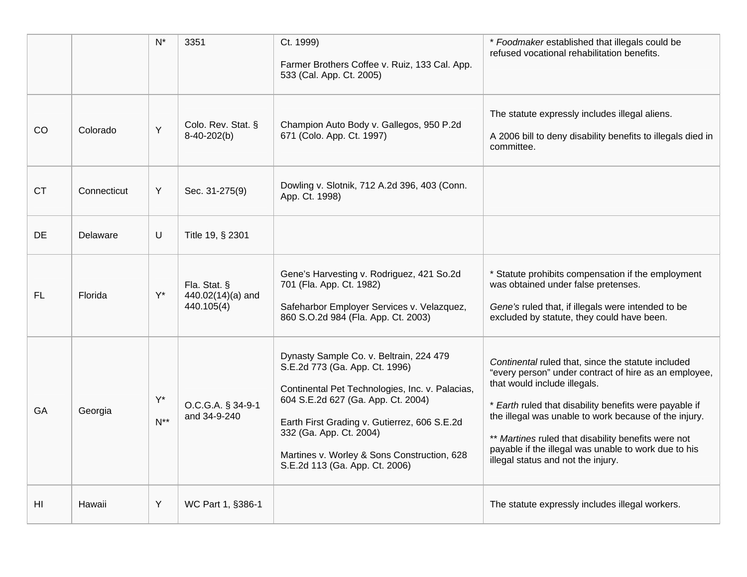|  |  |  |  |  |  |
|---|---|---|---|---|---|
|  |  | N* | 3351 | Ct. 1999)<br><br>Farmer Brothers Coffee v. Ruiz, 133 Cal. App. 533 (Cal. App. Ct. 2005) | * *Foodmaker* established that illegals could be refused vocational rehabilitation benefits. |
| CO | Colorado | Y | Colo. Rev. Stat. § 8-40-202(b) | Champion Auto Body v. Gallegos, 950 P.2d 671 (Colo. App. Ct. 1997) | The statute expressly includes illegal aliens.<br><br>A 2006 bill to deny disability benefits to illegals died in committee. |
| CT | Connecticut | Y | Sec. 31-275(9) | Dowling v. Slotnik, 712 A.2d 396, 403 (Conn. App. Ct. 1998) |  |
| DE | Delaware | U | Title 19, § 2301 |  |  |
| FL | Florida | Y* | Fla. Stat. § 440.02(14)(a) and 440.105(4) | Gene's Harvesting v. Rodriguez, 421 So.2d 701 (Fla. App. Ct. 1982)<br><br>Safeharbor Employer Services v. Velazquez, 860 S.O.2d 984 (Fla. App. Ct. 2003) | * Statute prohibits compensation if the employment was obtained under false pretenses.<br><br>*Gene's* ruled that, if illegals were intended to be excluded by statute, they could have been. |
| GA | Georgia | Y*<br><br>N** | O.C.G.A. § 34-9-1 and 34-9-240 | Dynasty Sample Co. v. Beltrain, 224 479 S.E.2d 773 (Ga. App. Ct. 1996)<br><br>Continental Pet Technologies, Inc. v. Palacias, 604 S.E.2d 627 (Ga. App. Ct. 2004)<br><br>Earth First Grading v. Gutierrez, 606 S.E.2d 332 (Ga. App. Ct. 2004)<br><br>Martines v. Worley & Sons Construction, 628 S.E.2d 113 (Ga. App. Ct. 2006) | *Continental* ruled that, since the statute included "every person" under contract of hire as an employee, that would include illegals.<br><br>* *Earth* ruled that disability benefits were payable if the illegal was unable to work because of the injury.<br><br>** *Martines* ruled that disability benefits were not payable if the illegal was unable to work due to his illegal status and not the injury. |
| HI | Hawaii | Y | WC Part 1, §386-1 |  | The statute expressly includes illegal workers. |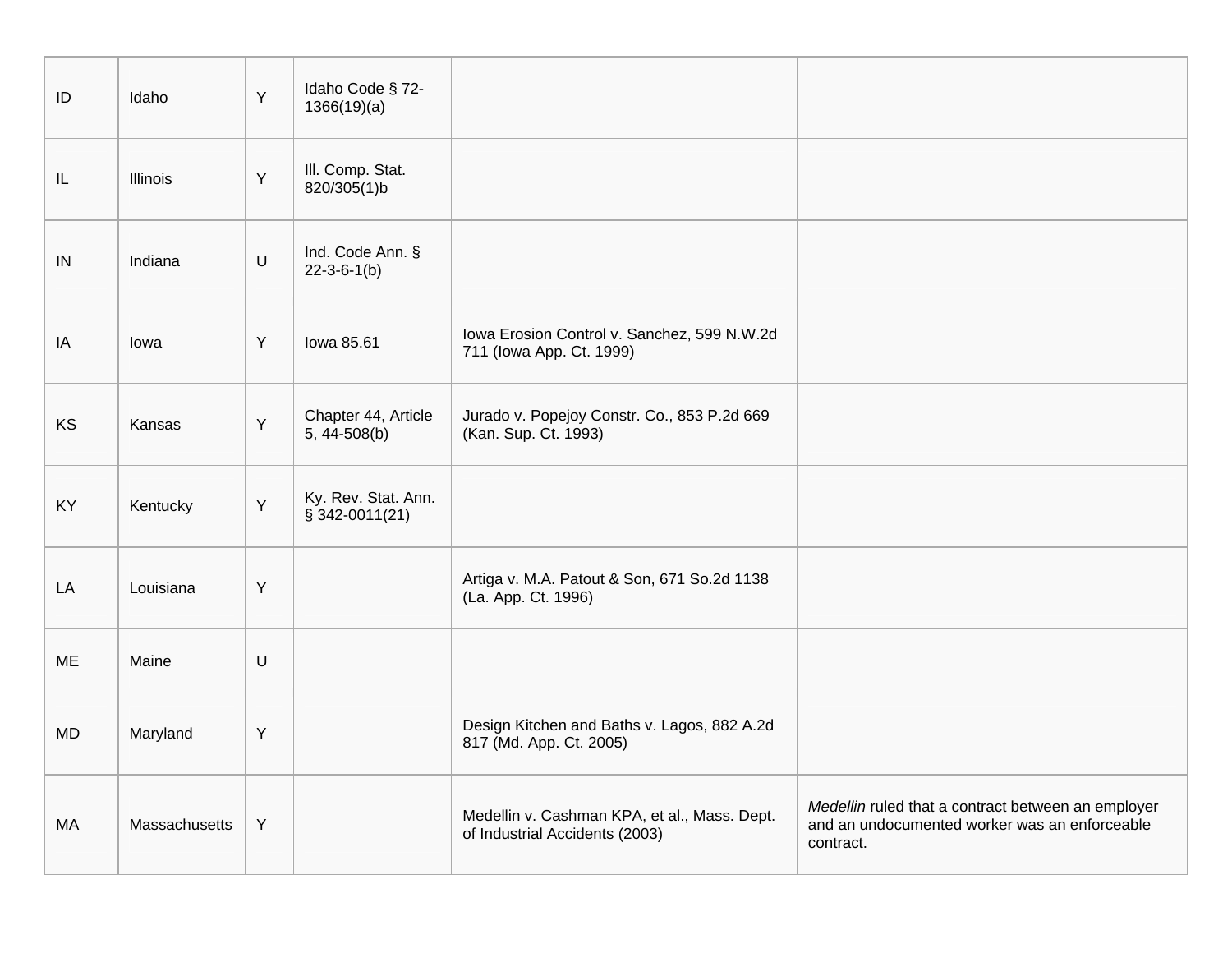| ID | Idaho | Y | Idaho Code § 72-1366(19)(a) | | |
|---|---|---|---|---|---|
| IL | Illinois | Y | Ill. Comp. Stat. 820/305(1)b | | |
| IN | Indiana | U | Ind. Code Ann. § 22-3-6-1(b) | | |
| IA | Iowa | Y | Iowa 85.61 | Iowa Erosion Control v. Sanchez, 599 N.W.2d 711 (Iowa App. Ct. 1999) | |
| KS | Kansas | Y | Chapter 44, Article 5, 44-508(b) | Jurado v. Popejoy Constr. Co., 853 P.2d 669 (Kan. Sup. Ct. 1993) | |
| KY | Kentucky | Y | Ky. Rev. Stat. Ann. § 342-0011(21) | | |
| LA | Louisiana | Y | | Artiga v. M.A. Patout & Son, 671 So.2d 1138 (La. App. Ct. 1996) | |
| ME | Maine | U | | | |
| MD | Maryland | Y | | Design Kitchen and Baths v. Lagos, 882 A.2d 817 (Md. App. Ct. 2005) | |
| MA | Massachusetts | Y | | Medellin v. Cashman KPA, et al., Mass. Dept. of Industrial Accidents (2003) | *Medellin* ruled that a contract between an employer and an undocumented worker was an enforceable contract. |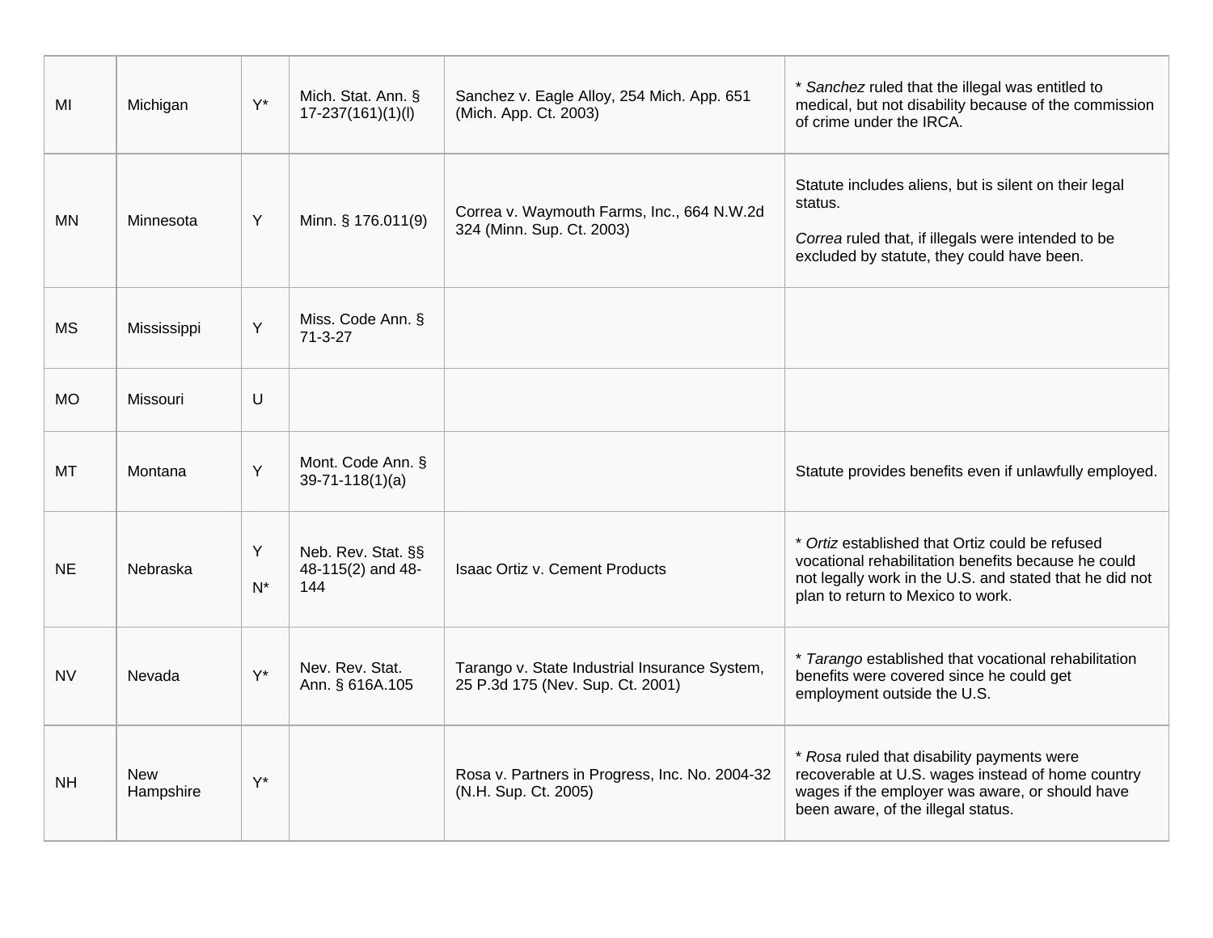| | | | | | |
|---|---|---|---|---|---|
| MI | Michigan | Y* | Mich. Stat. Ann. § 17-237(161)(1)(l) | Sanchez v. Eagle Alloy, 254 Mich. App. 651 (Mich. App. Ct. 2003) | * *Sanchez* ruled that the illegal was entitled to medical, but not disability because of the commission of crime under the IRCA. |
| MN | Minnesota | Y | Minn. § 176.011(9) | Correa v. Waymouth Farms, Inc., 664 N.W.2d 324 (Minn. Sup. Ct. 2003) | Statute includes aliens, but is silent on their legal status.<br><br>*Correa* ruled that, if illegals were intended to be excluded by statute, they could have been. |
| MS | Mississippi | Y | Miss. Code Ann. § 71-3-27 | | |
| MO | Missouri | U | | | |
| MT | Montana | Y | Mont. Code Ann. § 39-71-118(1)(a) | | Statute provides benefits even if unlawfully employed. |
| NE | Nebraska | Y<br><br>N* | Neb. Rev. Stat. §§ 48-115(2) and 48-144 | Isaac Ortiz v. Cement Products | * *Ortiz* established that Ortiz could be refused vocational rehabilitation benefits because he could not legally work in the U.S. and stated that he did not plan to return to Mexico to work. |
| NV | Nevada | Y* | Nev. Rev. Stat. Ann. § 616A.105 | Tarango v. State Industrial Insurance System, 25 P.3d 175 (Nev. Sup. Ct. 2001) | * *Tarango* established that vocational rehabilitation benefits were covered since he could get employment outside the U.S. |
| NH | New Hampshire | Y* | | Rosa v. Partners in Progress, Inc. No. 2004-32 (N.H. Sup. Ct. 2005) | * *Rosa* ruled that disability payments were recoverable at U.S. wages instead of home country wages if the employer was aware, or should have been aware, of the illegal status. |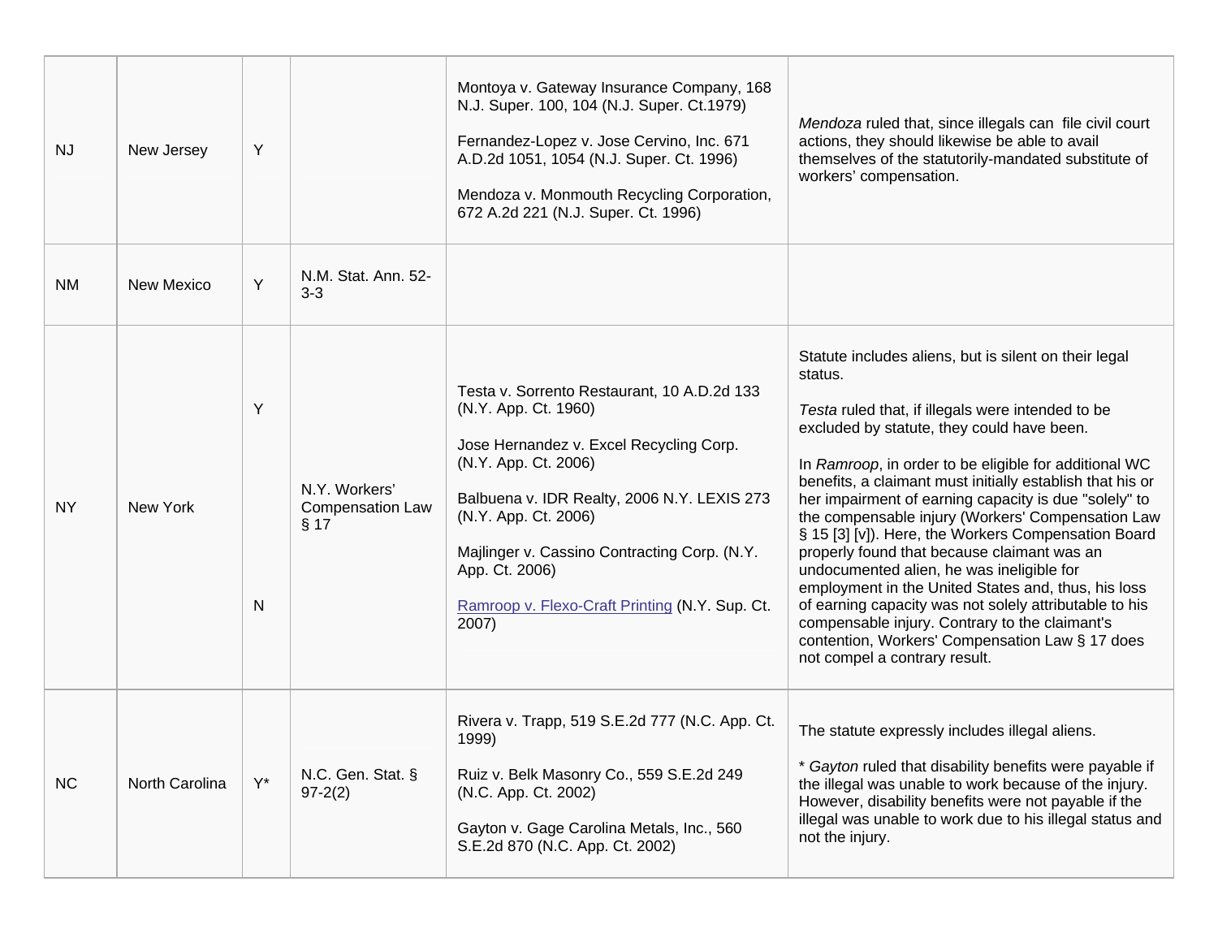| NJ | New Jersey | Y | | Montoya v. Gateway Insurance Company, 168 N.J. Super. 100, 104 (N.J. Super. Ct.1979)<br><br>Fernandez-Lopez v. Jose Cervino, Inc. 671 A.D.2d 1051, 1054 (N.J. Super. Ct. 1996)<br><br>Mendoza v. Monmouth Recycling Corporation, 672 A.2d 221 (N.J. Super. Ct. 1996) | *Mendoza* ruled that, since illegals can file civil court actions, they should likewise be able to avail themselves of the statutorily-mandated substitute of workers' compensation. |
|---|---|---|---|---|---|
| NM | New Mexico | Y | N.M. Stat. Ann. 52-3-3 | | |
| NY | New York | Y<br><br>N | N.Y. Workers' Compensation Law § 17 | Testa v. Sorrento Restaurant, 10 A.D.2d 133 (N.Y. App. Ct. 1960)<br><br>Jose Hernandez v. Excel Recycling Corp. (N.Y. App. Ct. 2006)<br><br>Balbuena v. IDR Realty, 2006 N.Y. LEXIS 273 (N.Y. App. Ct. 2006)<br><br>Majlinger v. Cassino Contracting Corp. (N.Y. App. Ct. 2006)<br><br>Ramroop v. Flexo-Craft Printing (N.Y. Sup. Ct. 2007) | Statute includes aliens, but is silent on their legal status.<br><br>*Testa* ruled that, if illegals were intended to be excluded by statute, they could have been.<br><br>In *Ramroop*, in order to be eligible for additional WC benefits, a claimant must initially establish that his or her impairment of earning capacity is due "solely" to the compensable injury (Workers' Compensation Law § 15 [3] [v]). Here, the Workers Compensation Board properly found that because claimant was an undocumented alien, he was ineligible for employment in the United States and, thus, his loss of earning capacity was not solely attributable to his compensable injury. Contrary to the claimant's contention, Workers' Compensation Law § 17 does not compel a contrary result. |
| NC | North Carolina | Y* | N.C. Gen. Stat. § 97-2(2) | Rivera v. Trapp, 519 S.E.2d 777 (N.C. App. Ct. 1999)<br><br>Ruiz v. Belk Masonry Co., 559 S.E.2d 249 (N.C. App. Ct. 2002)<br><br>Gayton v. Gage Carolina Metals, Inc., 560 S.E.2d 870 (N.C. App. Ct. 2002) | The statute expressly includes illegal aliens.<br><br>* *Gayton* ruled that disability benefits were payable if the illegal was unable to work because of the injury. However, disability benefits were not payable if the illegal was unable to work due to his illegal status and not the injury. |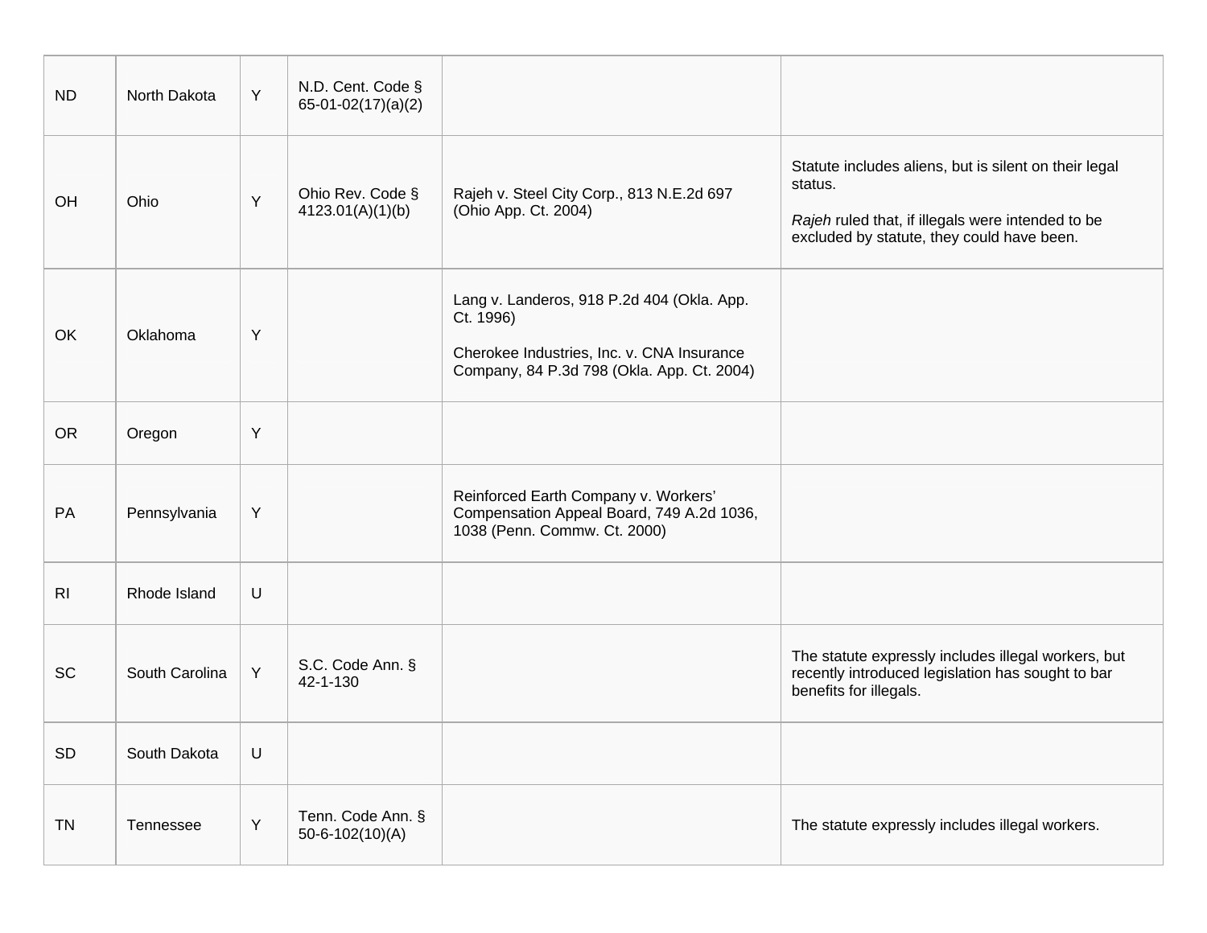| | | | | | |
|---|---|---|---|---|---|
| ND | North Dakota | Y | N.D. Cent. Code § 65-01-02(17)(a)(2) | | |
| OH | Ohio | Y | Ohio Rev. Code § 4123.01(A)(1)(b) | Rajeh v. Steel City Corp., 813 N.E.2d 697 (Ohio App. Ct. 2004) | Statute includes aliens, but is silent on their legal status.<br><br>*Rajeh* ruled that, if illegals were intended to be excluded by statute, they could have been. |
| OK | Oklahoma | Y | | Lang v. Landeros, 918 P.2d 404 (Okla. App. Ct. 1996)<br><br>Cherokee Industries, Inc. v. CNA Insurance Company, 84 P.3d 798 (Okla. App. Ct. 2004) | |
| OR | Oregon | Y | | | |
| PA | Pennsylvania | Y | | Reinforced Earth Company v. Workers' Compensation Appeal Board, 749 A.2d 1036, 1038 (Penn. Commw. Ct. 2000) | |
| RI | Rhode Island | U | | | |
| SC | South Carolina | Y | S.C. Code Ann. § 42-1-130 | | The statute expressly includes illegal workers, but recently introduced legislation has sought to bar benefits for illegals. |
| SD | South Dakota | U | | | |
| TN | Tennessee | Y | Tenn. Code Ann. § 50-6-102(10)(A) | | The statute expressly includes illegal workers. |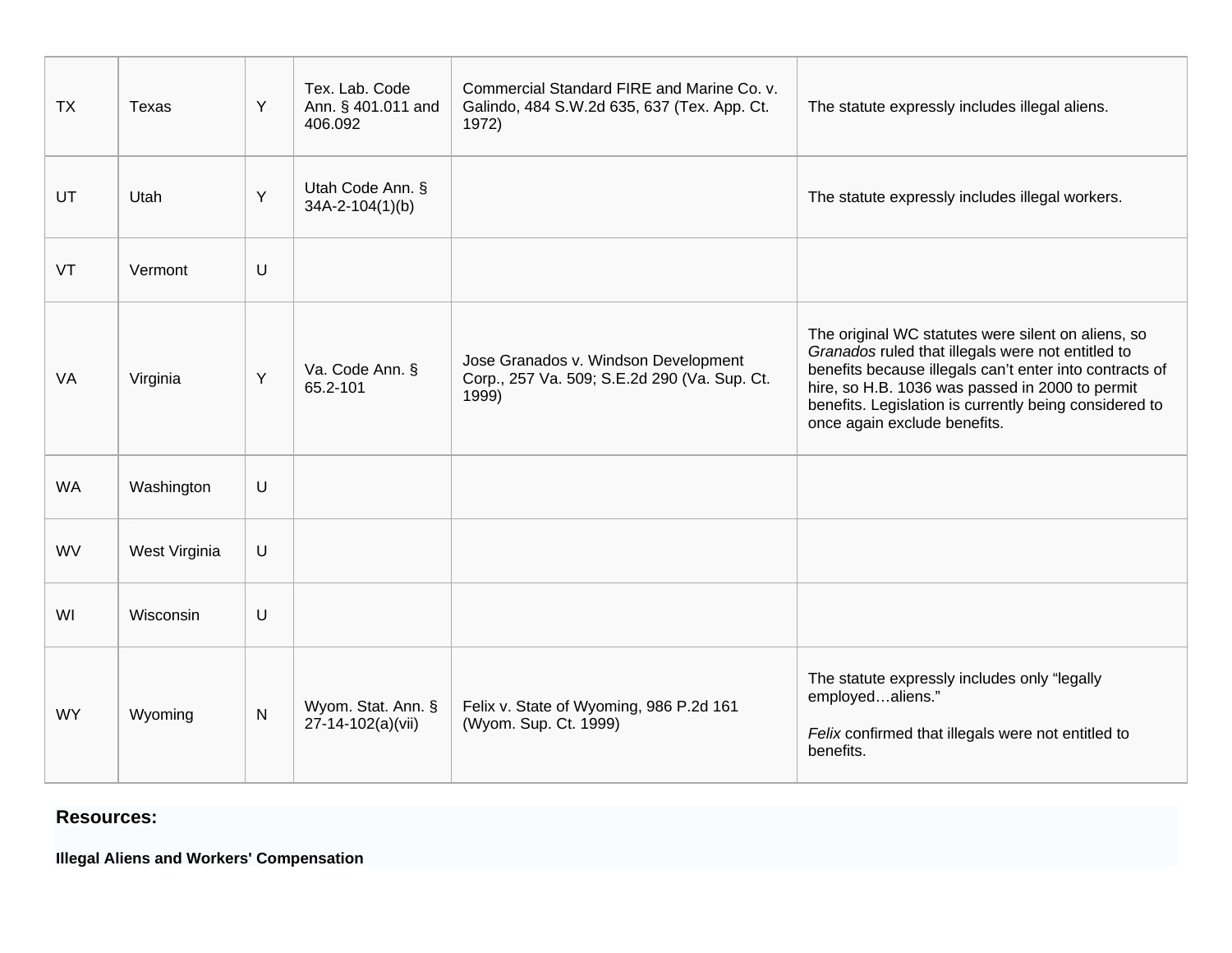| | | | | | |
|---|---|---|---|---|---|
| TX | Texas | Y | Tex. Lab. Code Ann. § 401.011 and 406.092 | Commercial Standard FIRE and Marine Co. v. Galindo, 484 S.W.2d 635, 637 (Tex. App. Ct. 1972) | The statute expressly includes illegal aliens. |
| UT | Utah | Y | Utah Code Ann. § 34A-2-104(1)(b) | | The statute expressly includes illegal workers. |
| VT | Vermont | U | | | |
| VA | Virginia | Y | Va. Code Ann. § 65.2-101 | Jose Granados v. Windson Development Corp., 257 Va. 509; S.E.2d 290 (Va. Sup. Ct. 1999) | The original WC statutes were silent on aliens, so *Granados* ruled that illegals were not entitled to benefits because illegals can't enter into contracts of hire, so H.B. 1036 was passed in 2000 to permit benefits. Legislation is currently being considered to once again exclude benefits. |
| WA | Washington | U | | | |
| WV | West Virginia | U | | | |
| WI | Wisconsin | U | | | |
| WY | Wyoming | N | Wyom. Stat. Ann. § 27-14-102(a)(vii) | Felix v. State of Wyoming, 986 P.2d 161 (Wyom. Sup. Ct. 1999) | The statute expressly includes only "legally employed…aliens."<br><br>*Felix* confirmed that illegals were not entitled to benefits. |

**Resources:**

**Illegal Aliens and Workers' Compensation**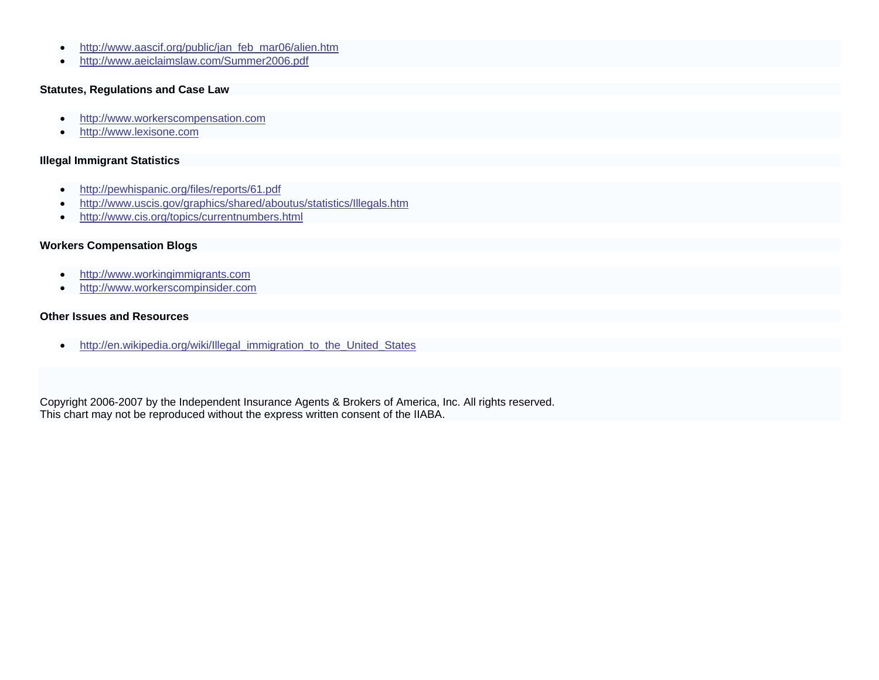- http://www.aascif.org/public/jan_feb_mar06/alien.htm
- http://www.aeiclaimslaw.com/Summer2006.pdf

**Statutes, Regulations and Case Law**

- http://www.workerscompensation.com
- http://www.lexisone.com

**Illegal Immigrant Statistics**

- http://pewhispanic.org/files/reports/61.pdf
- http://www.uscis.gov/graphics/shared/aboutus/statistics/Illegals.htm
- http://www.cis.org/topics/currentnumbers.html

**Workers Compensation Blogs**

- http://www.workingimmigrants.com
- http://www.workerscompinsider.com

**Other Issues and Resources**

- http://en.wikipedia.org/wiki/Illegal_immigration_to_the_United_States

Copyright 2006-2007 by the Independent Insurance Agents & Brokers of America, Inc. All rights reserved.
This chart may not be reproduced without the express written consent of the IIABA.